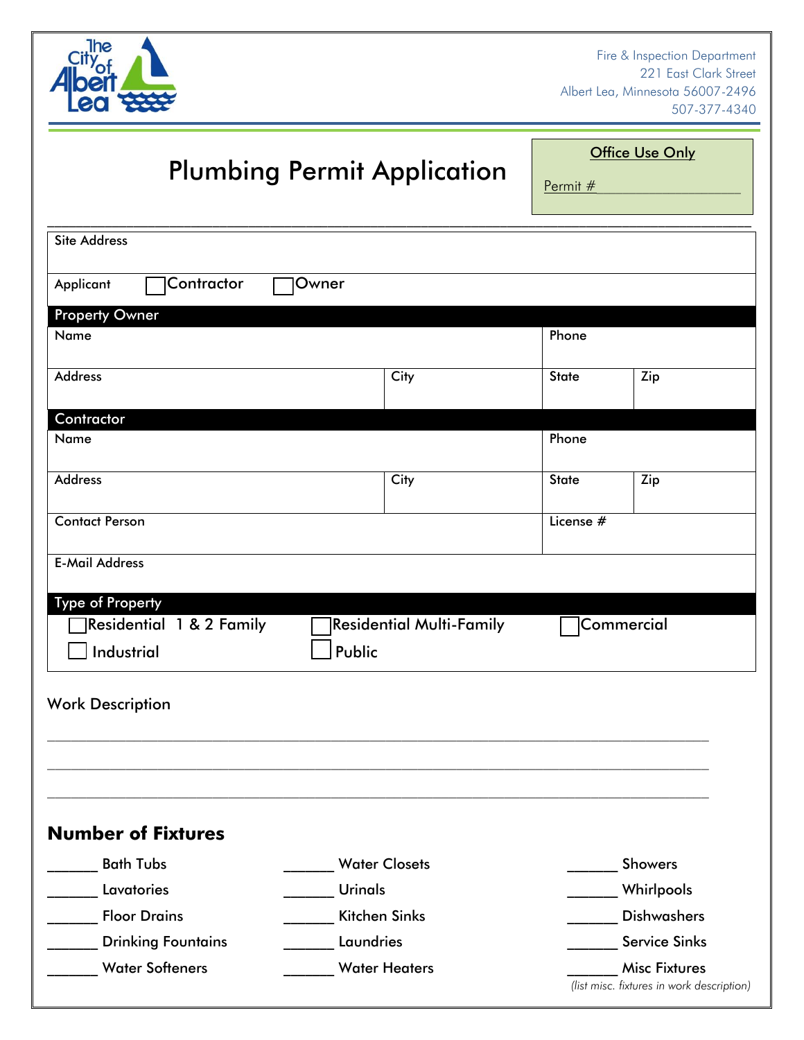Fire & Inspection Department
221 East Clark Street
Albert Lea, Minnesota 56007-2496
507-377-4340

# Plumbing Permit Application

**Office Use Only**

Permit # ____________________

| Site Address | | | |
|---|---|---|---|
| Applicant ☐ Contractor ☐ Owner | | | |
| **Property Owner** | | | |
| Name | | Phone | |
| Address | City | State | Zip |
| **Contractor** | | | |
| Name | | Phone | |
| Address | City | State | Zip |
| Contact Person | | License # | |
| E-Mail Address | | | |
| **Type of Property** | | | |
| ☐ Residential 1 & 2 Family | ☐ Residential Multi-Family | ☐ Commercial | |
| ☐ Industrial | ☐ Public | | |

Work Description

______________________________________________________________________________

______________________________________________________________________________

______________________________________________________________________________

## Number of Fixtures

| | | |
|---|---|---|
| ______ Bath Tubs | ______ Water Closets | ______ Showers |
| ______ Lavatories | ______ Urinals | ______ Whirlpools |
| ______ Floor Drains | ______ Kitchen Sinks | ______ Dishwashers |
| ______ Drinking Fountains | ______ Laundries | ______ Service Sinks |
| ______ Water Softeners | ______ Water Heaters | ______ Misc Fixtures *(list misc. fixtures in work description)* |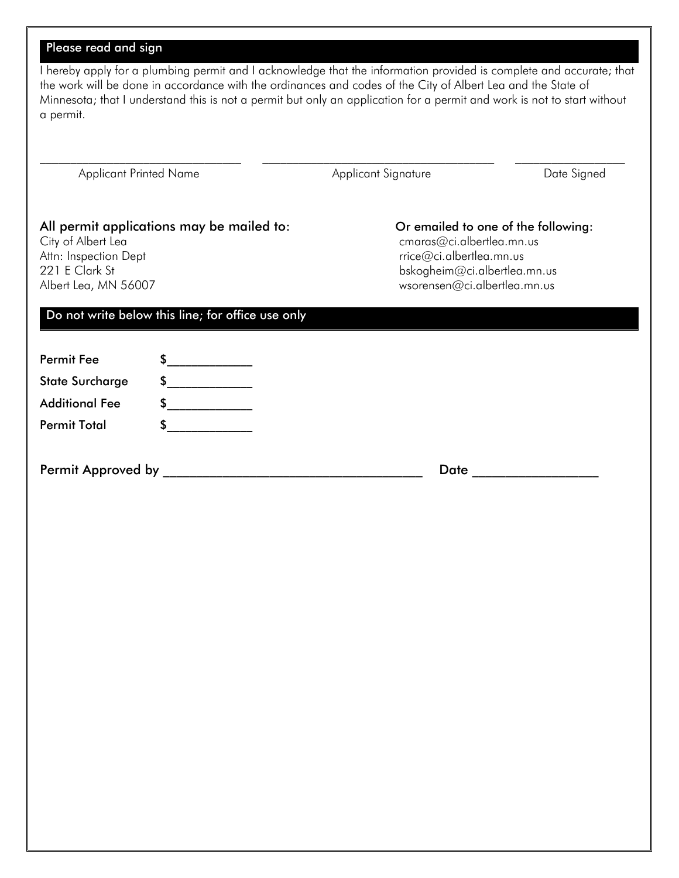## Please read and sign

I hereby apply for a plumbing permit and I acknowledge that the information provided is complete and accurate; that the work will be done in accordance with the ordinances and codes of the City of Albert Lea and the State of Minnesota; that I understand this is not a permit but only an application for a permit and work is not to start without a permit.

| | | |
|---|---|---|
| ______________________________ | __________________________________ | ________________ |
| Applicant Printed Name | Applicant Signature | Date Signed |

**All permit applications may be mailed to:**

City of Albert Lea
Attn: Inspection Dept
221 E Clark St
Albert Lea, MN 56007

**Or emailed to one of the following:**

cmaras@ci.albertlea.mn.us
rrice@ci.albertlea.mn.us
bskogheim@ci.albertlea.mn.us
wsorensen@ci.albertlea.mn.us

## Do not write below this line; for office use only

| | |
|---|---|
| **Permit Fee** | $____________ |
| **State Surcharge** | $____________ |
| **Additional Fee** | $____________ |
| **Permit Total** | $____________ |

**Permit Approved by** ___________________________________ **Date** ________________